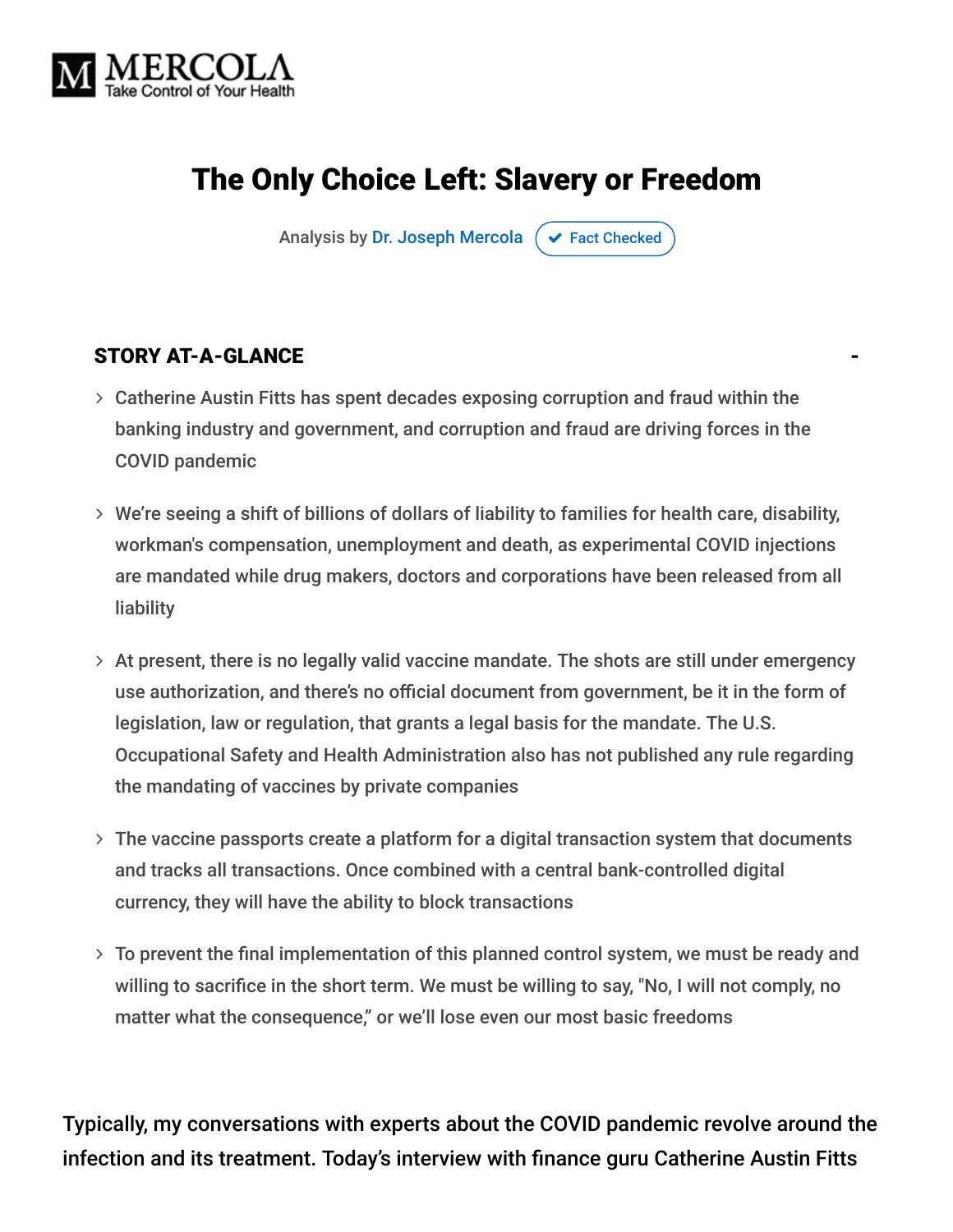MERCOLA
Take Control of Your Health

# The Only Choice Left: Slavery or Freedom

Analysis by Dr. Joseph Mercola ✔ Fact Checked

## STORY AT-A-GLANCE

- Catherine Austin Fitts has spent decades exposing corruption and fraud within the banking industry and government, and corruption and fraud are driving forces in the COVID pandemic
- We're seeing a shift of billions of dollars of liability to families for health care, disability, workman's compensation, unemployment and death, as experimental COVID injections are mandated while drug makers, doctors and corporations have been released from all liability
- At present, there is no legally valid vaccine mandate. The shots are still under emergency use authorization, and there's no official document from government, be it in the form of legislation, law or regulation, that grants a legal basis for the mandate. The U.S. Occupational Safety and Health Administration also has not published any rule regarding the mandating of vaccines by private companies
- The vaccine passports create a platform for a digital transaction system that documents and tracks all transactions. Once combined with a central bank-controlled digital currency, they will have the ability to block transactions
- To prevent the final implementation of this planned control system, we must be ready and willing to sacrifice in the short term. We must be willing to say, "No, I will not comply, no matter what the consequence," or we'll lose even our most basic freedoms

Typically, my conversations with experts about the COVID pandemic revolve around the infection and its treatment. Today's interview with finance guru Catherine Austin Fitts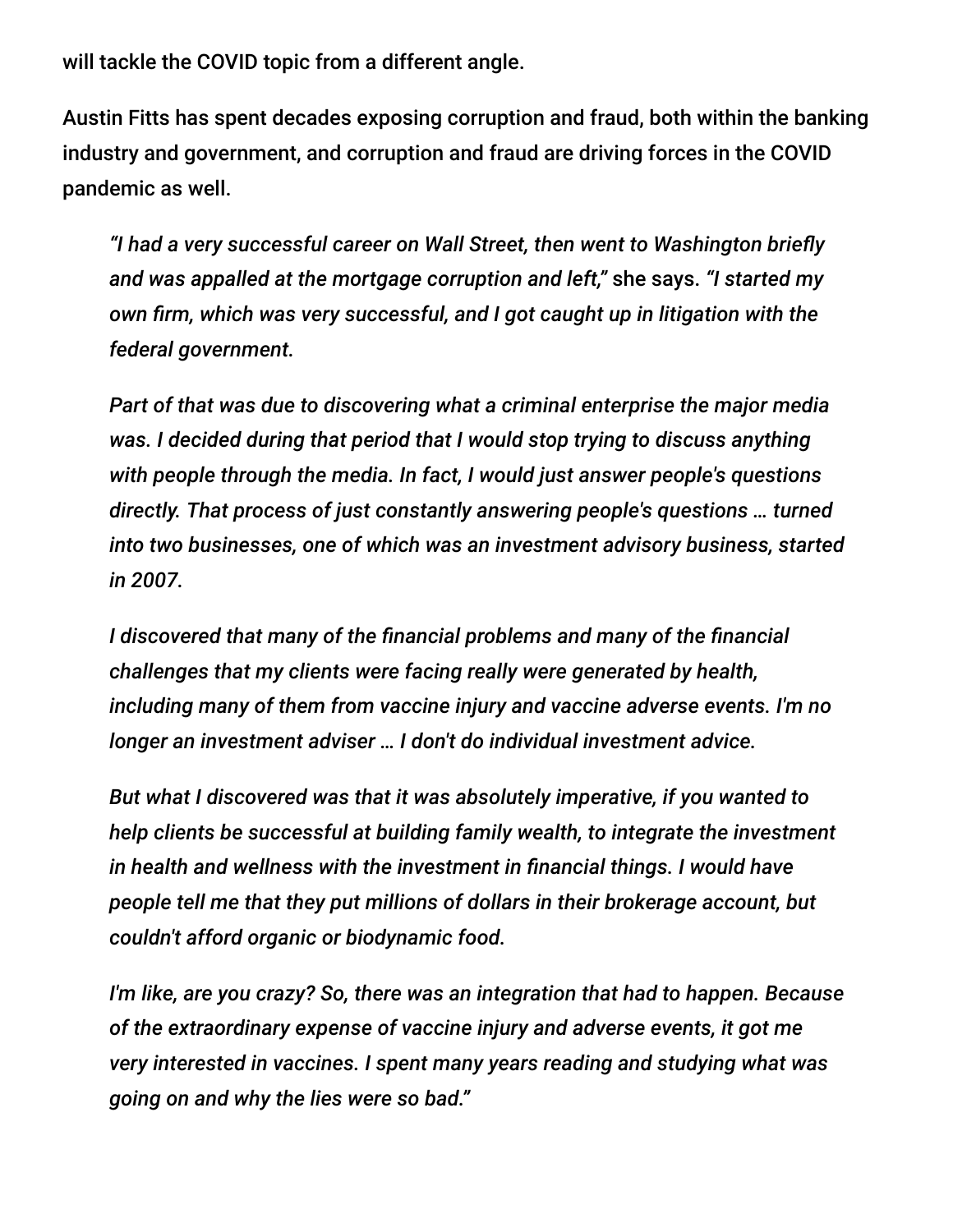will tackle the COVID topic from a different angle.

Austin Fitts has spent decades exposing corruption and fraud, both within the banking industry and government, and corruption and fraud are driving forces in the COVID pandemic as well.

> *"I had a very successful career on Wall Street, then went to Washington briefly and was appalled at the mortgage corruption and left,"* she says. *"I started my own firm, which was very successful, and I got caught up in litigation with the federal government.*
>
> *Part of that was due to discovering what a criminal enterprise the major media was. I decided during that period that I would stop trying to discuss anything with people through the media. In fact, I would just answer people's questions directly. That process of just constantly answering people's questions … turned into two businesses, one of which was an investment advisory business, started in 2007.*
>
> *I discovered that many of the financial problems and many of the financial challenges that my clients were facing really were generated by health, including many of them from vaccine injury and vaccine adverse events. I'm no longer an investment adviser … I don't do individual investment advice.*
>
> *But what I discovered was that it was absolutely imperative, if you wanted to help clients be successful at building family wealth, to integrate the investment in health and wellness with the investment in financial things. I would have people tell me that they put millions of dollars in their brokerage account, but couldn't afford organic or biodynamic food.*
>
> *I'm like, are you crazy? So, there was an integration that had to happen. Because of the extraordinary expense of vaccine injury and adverse events, it got me very interested in vaccines. I spent many years reading and studying what was going on and why the lies were so bad."*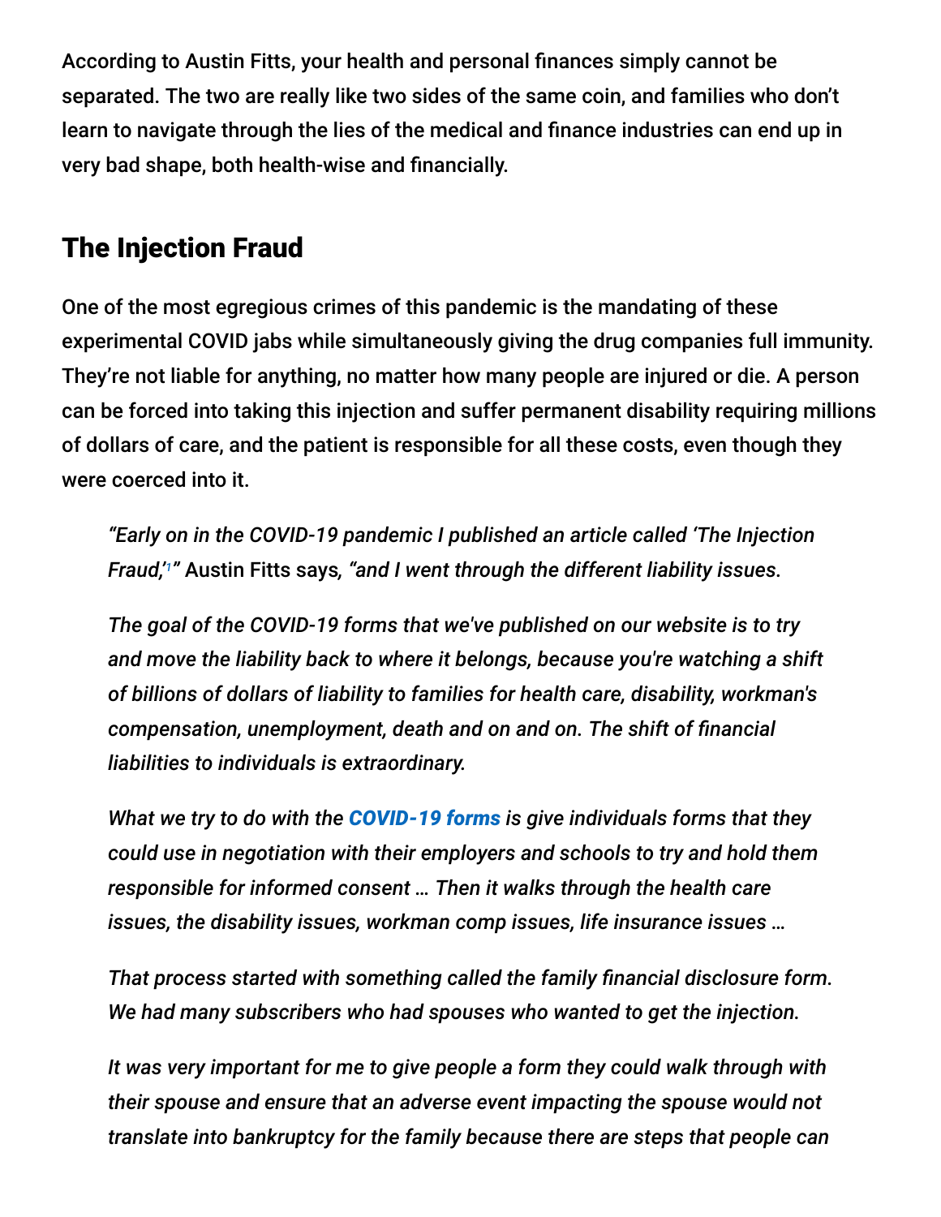According to Austin Fitts, your health and personal finances simply cannot be separated. The two are really like two sides of the same coin, and families who don't learn to navigate through the lies of the medical and finance industries can end up in very bad shape, both health-wise and financially.

## The Injection Fraud

One of the most egregious crimes of this pandemic is the mandating of these experimental COVID jabs while simultaneously giving the drug companies full immunity. They're not liable for anything, no matter how many people are injured or die. A person can be forced into taking this injection and suffer permanent disability requiring millions of dollars of care, and the patient is responsible for all these costs, even though they were coerced into it.

> *"Early on in the COVID-19 pandemic I published an article called 'The Injection Fraud,'[1]"* Austin Fitts says*, "and I went through the different liability issues.*
>
> *The goal of the COVID-19 forms that we've published on our website is to try and move the liability back to where it belongs, because you're watching a shift of billions of dollars of liability to families for health care, disability, workman's compensation, unemployment, death and on and on. The shift of financial liabilities to individuals is extraordinary.*
>
> *What we try to do with the* ***COVID-19 forms*** *is give individuals forms that they could use in negotiation with their employers and schools to try and hold them responsible for informed consent … Then it walks through the health care issues, the disability issues, workman comp issues, life insurance issues …*
>
> *That process started with something called the family financial disclosure form. We had many subscribers who had spouses who wanted to get the injection.*
>
> *It was very important for me to give people a form they could walk through with their spouse and ensure that an adverse event impacting the spouse would not translate into bankruptcy for the family because there are steps that people can*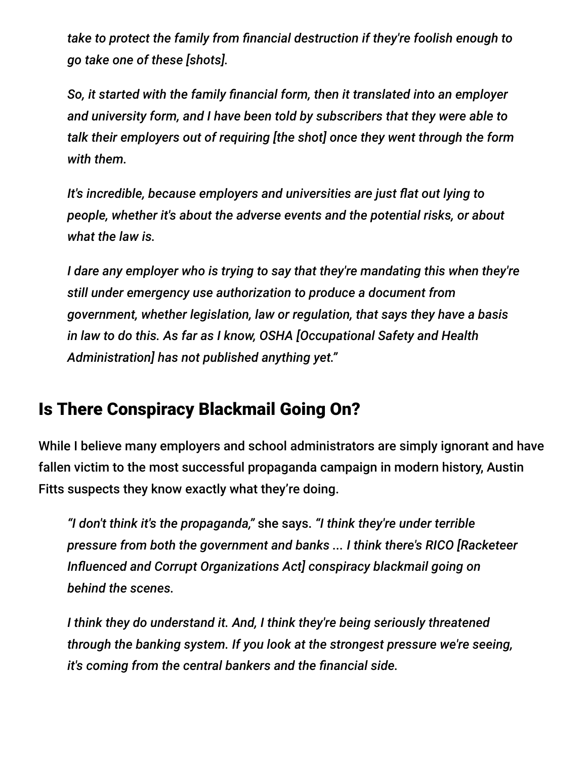*take to protect the family from financial destruction if they're foolish enough to go take one of these [shots].*

*So, it started with the family financial form, then it translated into an employer and university form, and I have been told by subscribers that they were able to talk their employers out of requiring [the shot] once they went through the form with them.*

*It's incredible, because employers and universities are just flat out lying to people, whether it's about the adverse events and the potential risks, or about what the law is.*

*I dare any employer who is trying to say that they're mandating this when they're still under emergency use authorization to produce a document from government, whether legislation, law or regulation, that says they have a basis in law to do this. As far as I know, OSHA [Occupational Safety and Health Administration] has not published anything yet."*

## Is There Conspiracy Blackmail Going On?

While I believe many employers and school administrators are simply ignorant and have fallen victim to the most successful propaganda campaign in modern history, Austin Fitts suspects they know exactly what they're doing.

> *"I don't think it's the propaganda,"* she says. *"I think they're under terrible pressure from both the government and banks ... I think there's RICO [Racketeer Influenced and Corrupt Organizations Act] conspiracy blackmail going on behind the scenes.*
>
> *I think they do understand it. And, I think they're being seriously threatened through the banking system. If you look at the strongest pressure we're seeing, it's coming from the central bankers and the financial side.*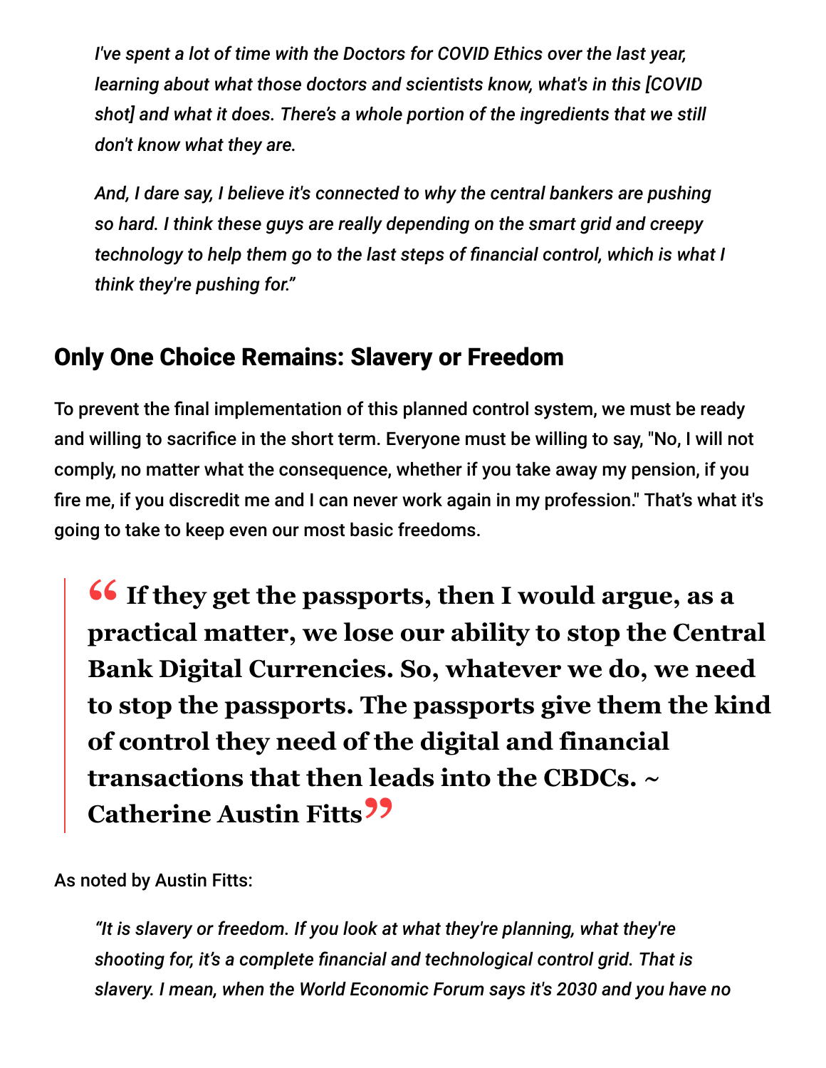*I've spent a lot of time with the Doctors for COVID Ethics over the last year, learning about what those doctors and scientists know, what's in this [COVID shot] and what it does. There's a whole portion of the ingredients that we still don't know what they are.*

*And, I dare say, I believe it's connected to why the central bankers are pushing so hard. I think these guys are really depending on the smart grid and creepy technology to help them go to the last steps of financial control, which is what I think they're pushing for."*

## Only One Choice Remains: Slavery or Freedom

To prevent the final implementation of this planned control system, we must be ready and willing to sacrifice in the short term. Everyone must be willing to say, "No, I will not comply, no matter what the consequence, whether if you take away my pension, if you fire me, if you discredit me and I can never work again in my profession." That's what it's going to take to keep even our most basic freedoms.

> **" If they get the passports, then I would argue, as a practical matter, we lose our ability to stop the Central Bank Digital Currencies. So, whatever we do, we need to stop the passports. The passports give them the kind of control they need of the digital and financial transactions that then leads into the CBDCs. ~ Catherine Austin Fitts"**

As noted by Austin Fitts:

*"It is slavery or freedom. If you look at what they're planning, what they're shooting for, it's a complete financial and technological control grid. That is slavery. I mean, when the World Economic Forum says it's 2030 and you have no*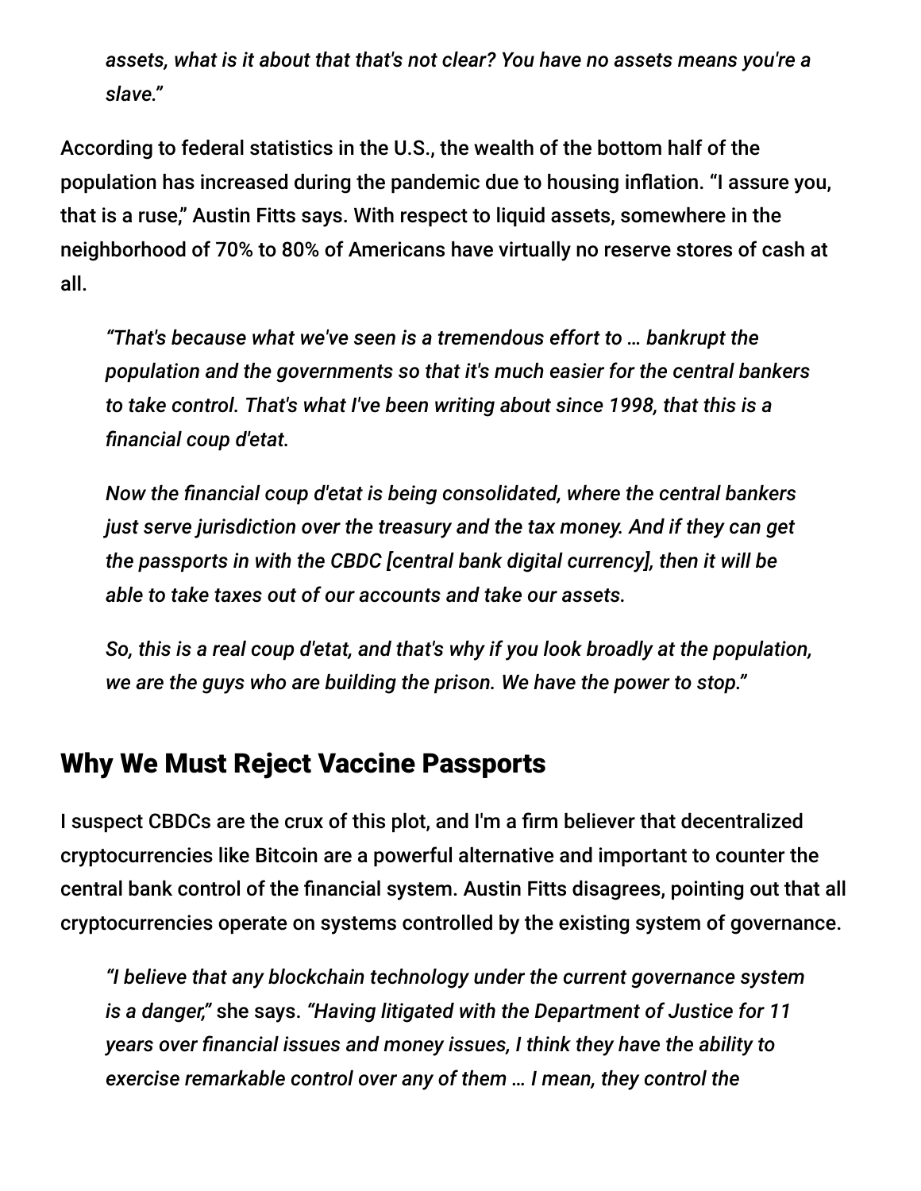*assets, what is it about that that's not clear? You have no assets means you're a slave."*

According to federal statistics in the U.S., the wealth of the bottom half of the population has increased during the pandemic due to housing inflation. "I assure you, that is a ruse," Austin Fitts says. With respect to liquid assets, somewhere in the neighborhood of 70% to 80% of Americans have virtually no reserve stores of cash at all.

> *"That's because what we've seen is a tremendous effort to … bankrupt the population and the governments so that it's much easier for the central bankers to take control. That's what I've been writing about since 1998, that this is a financial coup d'etat.*
>
> *Now the financial coup d'etat is being consolidated, where the central bankers just serve jurisdiction over the treasury and the tax money. And if they can get the passports in with the CBDC [central bank digital currency], then it will be able to take taxes out of our accounts and take our assets.*
>
> *So, this is a real coup d'etat, and that's why if you look broadly at the population, we are the guys who are building the prison. We have the power to stop."*

## Why We Must Reject Vaccine Passports

I suspect CBDCs are the crux of this plot, and I'm a firm believer that decentralized cryptocurrencies like Bitcoin are a powerful alternative and important to counter the central bank control of the financial system. Austin Fitts disagrees, pointing out that all cryptocurrencies operate on systems controlled by the existing system of governance.

> *"I believe that any blockchain technology under the current governance system is a danger,"* she says. *"Having litigated with the Department of Justice for 11 years over financial issues and money issues, I think they have the ability to exercise remarkable control over any of them … I mean, they control the*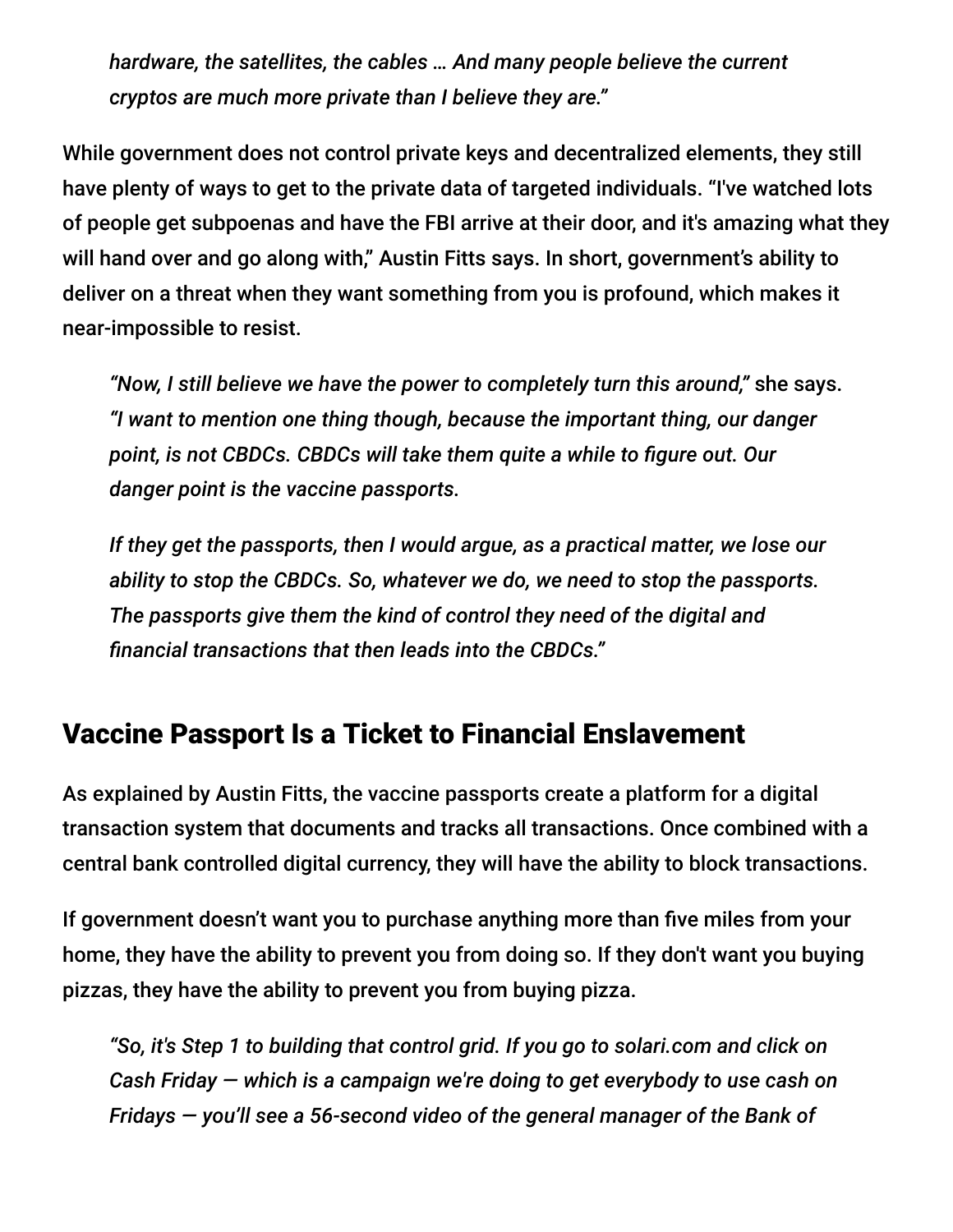> *hardware, the satellites, the cables … And many people believe the current cryptos are much more private than I believe they are."*

While government does not control private keys and decentralized elements, they still have plenty of ways to get to the private data of targeted individuals. "I've watched lots of people get subpoenas and have the FBI arrive at their door, and it's amazing what they will hand over and go along with," Austin Fitts says. In short, government's ability to deliver on a threat when they want something from you is profound, which makes it near-impossible to resist.

> *"Now, I still believe we have the power to completely turn this around,"* she says. *"I want to mention one thing though, because the important thing, our danger point, is not CBDCs. CBDCs will take them quite a while to figure out. Our danger point is the vaccine passports.*
>
> *If they get the passports, then I would argue, as a practical matter, we lose our ability to stop the CBDCs. So, whatever we do, we need to stop the passports. The passports give them the kind of control they need of the digital and financial transactions that then leads into the CBDCs."*

## Vaccine Passport Is a Ticket to Financial Enslavement

As explained by Austin Fitts, the vaccine passports create a platform for a digital transaction system that documents and tracks all transactions. Once combined with a central bank controlled digital currency, they will have the ability to block transactions.

If government doesn't want you to purchase anything more than five miles from your home, they have the ability to prevent you from doing so. If they don't want you buying pizzas, they have the ability to prevent you from buying pizza.

> *"So, it's Step 1 to building that control grid. If you go to solari.com and click on Cash Friday — which is a campaign we're doing to get everybody to use cash on Fridays — you'll see a 56-second video of the general manager of the Bank of*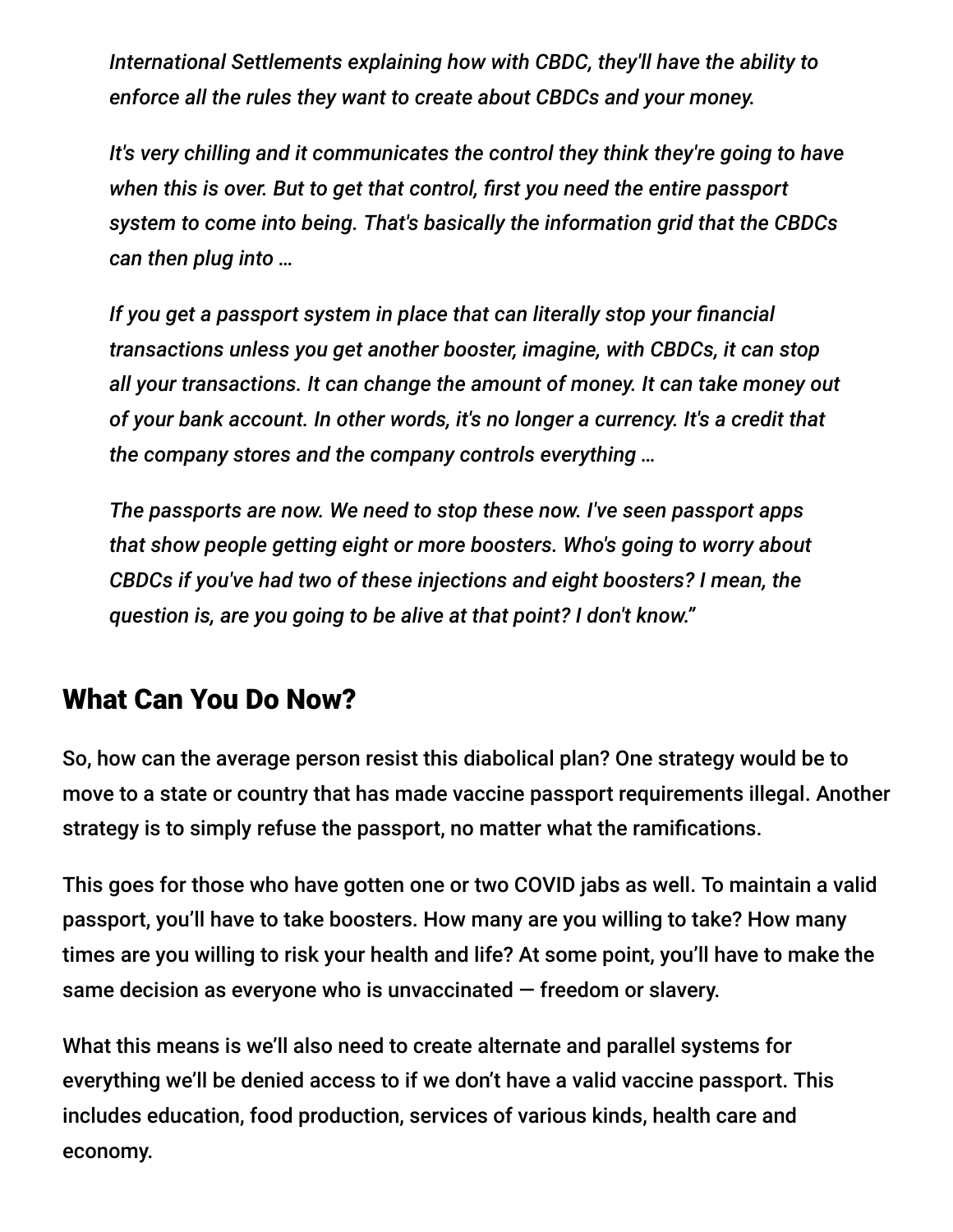*International Settlements explaining how with CBDC, they'll have the ability to enforce all the rules they want to create about CBDCs and your money.*

*It's very chilling and it communicates the control they think they're going to have when this is over. But to get that control, first you need the entire passport system to come into being. That's basically the information grid that the CBDCs can then plug into …*

*If you get a passport system in place that can literally stop your financial transactions unless you get another booster, imagine, with CBDCs, it can stop all your transactions. It can change the amount of money. It can take money out of your bank account. In other words, it's no longer a currency. It's a credit that the company stores and the company controls everything …*

*The passports are now. We need to stop these now. I've seen passport apps that show people getting eight or more boosters. Who's going to worry about CBDCs if you've had two of these injections and eight boosters? I mean, the question is, are you going to be alive at that point? I don't know."*

## What Can You Do Now?

So, how can the average person resist this diabolical plan? One strategy would be to move to a state or country that has made vaccine passport requirements illegal. Another strategy is to simply refuse the passport, no matter what the ramifications.

This goes for those who have gotten one or two COVID jabs as well. To maintain a valid passport, you'll have to take boosters. How many are you willing to take? How many times are you willing to risk your health and life? At some point, you'll have to make the same decision as everyone who is unvaccinated — freedom or slavery.

What this means is we'll also need to create alternate and parallel systems for everything we'll be denied access to if we don't have a valid vaccine passport. This includes education, food production, services of various kinds, health care and economy.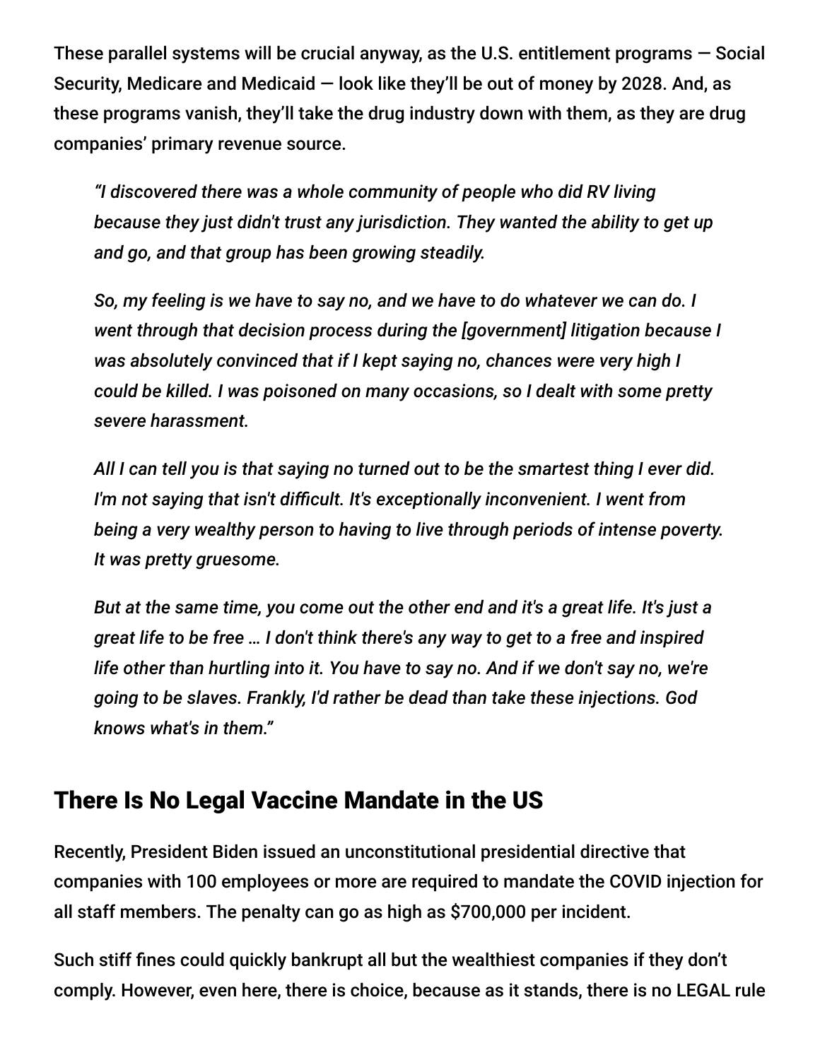These parallel systems will be crucial anyway, as the U.S. entitlement programs — Social Security, Medicare and Medicaid — look like they'll be out of money by 2028. And, as these programs vanish, they'll take the drug industry down with them, as they are drug companies' primary revenue source.

> *"I discovered there was a whole community of people who did RV living because they just didn't trust any jurisdiction. They wanted the ability to get up and go, and that group has been growing steadily.*
>
> *So, my feeling is we have to say no, and we have to do whatever we can do. I went through that decision process during the [government] litigation because I was absolutely convinced that if I kept saying no, chances were very high I could be killed. I was poisoned on many occasions, so I dealt with some pretty severe harassment.*
>
> *All I can tell you is that saying no turned out to be the smartest thing I ever did. I'm not saying that isn't difficult. It's exceptionally inconvenient. I went from being a very wealthy person to having to live through periods of intense poverty. It was pretty gruesome.*
>
> *But at the same time, you come out the other end and it's a great life. It's just a great life to be free … I don't think there's any way to get to a free and inspired life other than hurtling into it. You have to say no. And if we don't say no, we're going to be slaves. Frankly, I'd rather be dead than take these injections. God knows what's in them."*

## There Is No Legal Vaccine Mandate in the US

Recently, President Biden issued an unconstitutional presidential directive that companies with 100 employees or more are required to mandate the COVID injection for all staff members. The penalty can go as high as $700,000 per incident.

Such stiff fines could quickly bankrupt all but the wealthiest companies if they don't comply. However, even here, there is choice, because as it stands, there is no LEGAL rule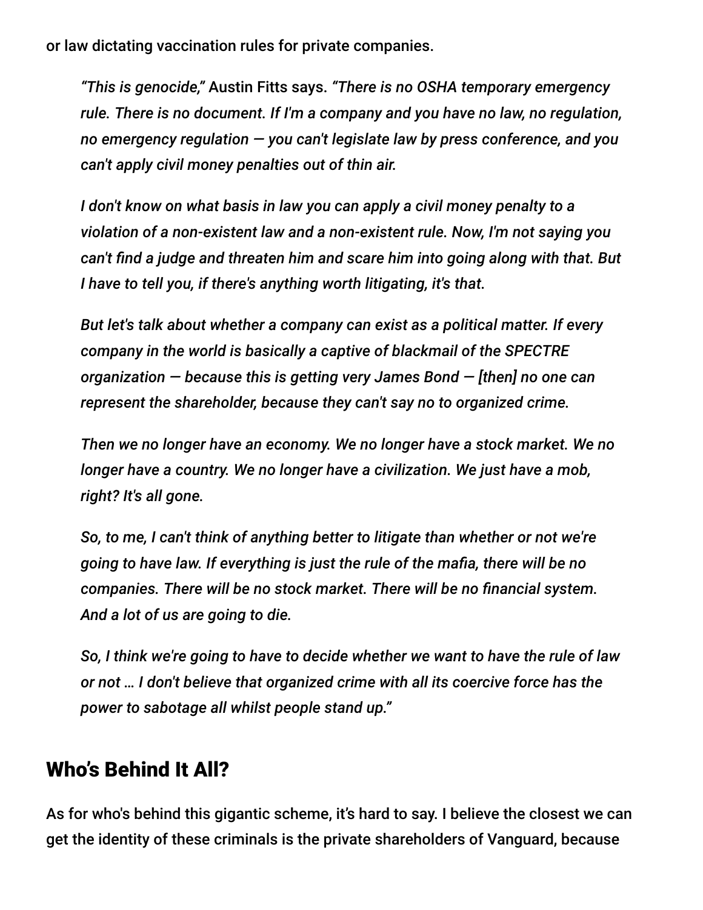or law dictating vaccination rules for private companies.

> *"This is genocide,"* Austin Fitts says. *"There is no OSHA temporary emergency rule. There is no document. If I'm a company and you have no law, no regulation, no emergency regulation — you can't legislate law by press conference, and you can't apply civil money penalties out of thin air.*
>
> *I don't know on what basis in law you can apply a civil money penalty to a violation of a non-existent law and a non-existent rule. Now, I'm not saying you can't find a judge and threaten him and scare him into going along with that. But I have to tell you, if there's anything worth litigating, it's that.*
>
> *But let's talk about whether a company can exist as a political matter. If every company in the world is basically a captive of blackmail of the SPECTRE organization — because this is getting very James Bond — [then] no one can represent the shareholder, because they can't say no to organized crime.*
>
> *Then we no longer have an economy. We no longer have a stock market. We no longer have a country. We no longer have a civilization. We just have a mob, right? It's all gone.*
>
> *So, to me, I can't think of anything better to litigate than whether or not we're going to have law. If everything is just the rule of the mafia, there will be no companies. There will be no stock market. There will be no financial system. And a lot of us are going to die.*
>
> *So, I think we're going to have to decide whether we want to have the rule of law or not … I don't believe that organized crime with all its coercive force has the power to sabotage all whilst people stand up."*

## Who's Behind It All?

As for who's behind this gigantic scheme, it's hard to say. I believe the closest we can get the identity of these criminals is the private shareholders of Vanguard, because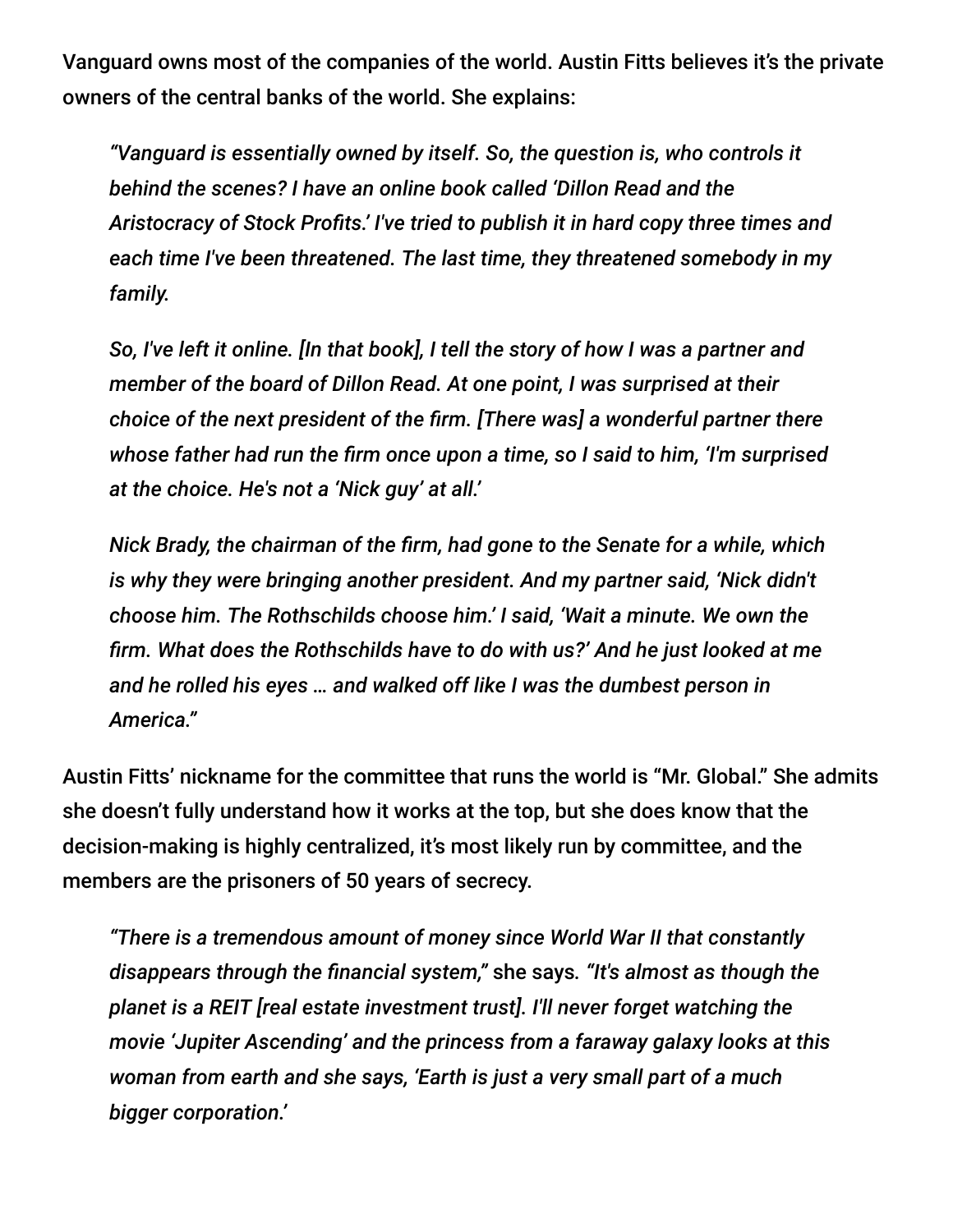Vanguard owns most of the companies of the world. Austin Fitts believes it's the private owners of the central banks of the world. She explains:

> *"Vanguard is essentially owned by itself. So, the question is, who controls it behind the scenes? I have an online book called 'Dillon Read and the Aristocracy of Stock Profits.' I've tried to publish it in hard copy three times and each time I've been threatened. The last time, they threatened somebody in my family.*
>
> *So, I've left it online. [In that book], I tell the story of how I was a partner and member of the board of Dillon Read. At one point, I was surprised at their choice of the next president of the firm. [There was] a wonderful partner there whose father had run the firm once upon a time, so I said to him, 'I'm surprised at the choice. He's not a 'Nick guy' at all.'*
>
> *Nick Brady, the chairman of the firm, had gone to the Senate for a while, which is why they were bringing another president. And my partner said, 'Nick didn't choose him. The Rothschilds choose him.' I said, 'Wait a minute. We own the firm. What does the Rothschilds have to do with us?' And he just looked at me and he rolled his eyes … and walked off like I was the dumbest person in America."*

Austin Fitts' nickname for the committee that runs the world is "Mr. Global." She admits she doesn't fully understand how it works at the top, but she does know that the decision-making is highly centralized, it's most likely run by committee, and the members are the prisoners of 50 years of secrecy.

> *"There is a tremendous amount of money since World War II that constantly disappears through the financial system,"* she says. *"It's almost as though the planet is a REIT [real estate investment trust]. I'll never forget watching the movie 'Jupiter Ascending' and the princess from a faraway galaxy looks at this woman from earth and she says, 'Earth is just a very small part of a much bigger corporation.'*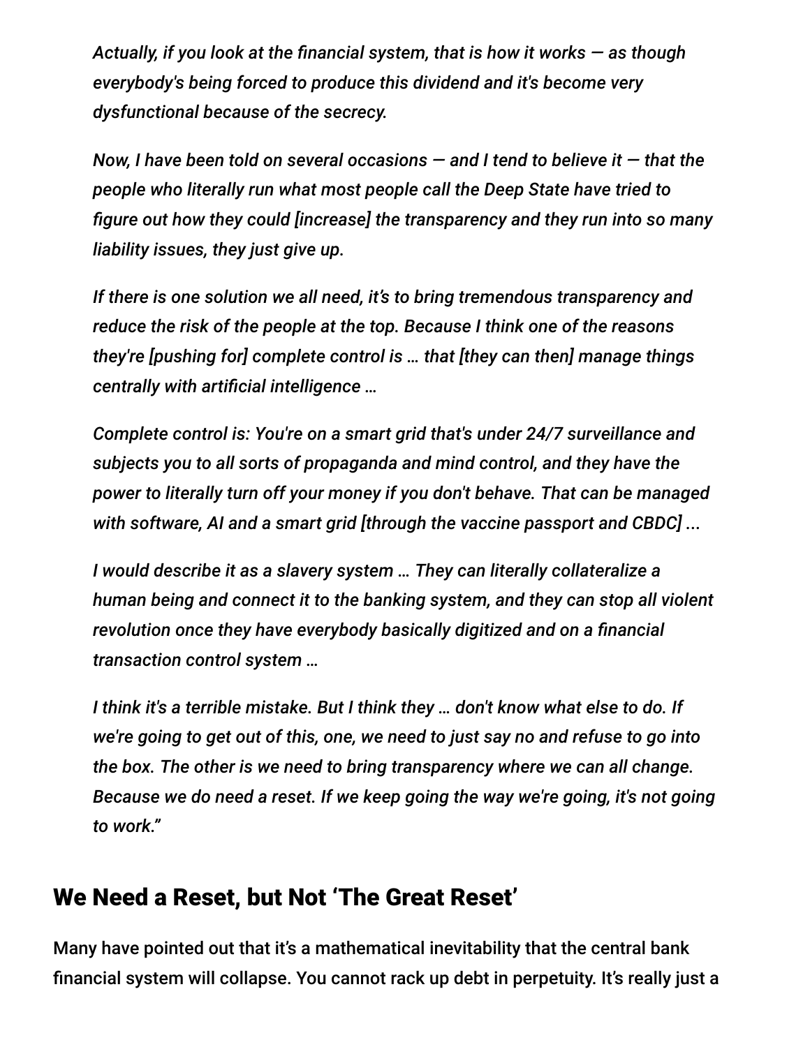*Actually, if you look at the financial system, that is how it works — as though everybody's being forced to produce this dividend and it's become very dysfunctional because of the secrecy.*

*Now, I have been told on several occasions — and I tend to believe it — that the people who literally run what most people call the Deep State have tried to figure out how they could [increase] the transparency and they run into so many liability issues, they just give up.*

*If there is one solution we all need, it's to bring tremendous transparency and reduce the risk of the people at the top. Because I think one of the reasons they're [pushing for] complete control is … that [they can then] manage things centrally with artificial intelligence …*

*Complete control is: You're on a smart grid that's under 24/7 surveillance and subjects you to all sorts of propaganda and mind control, and they have the power to literally turn off your money if you don't behave. That can be managed with software, AI and a smart grid [through the vaccine passport and CBDC] ...*

*I would describe it as a slavery system … They can literally collateralize a human being and connect it to the banking system, and they can stop all violent revolution once they have everybody basically digitized and on a financial transaction control system …*

*I think it's a terrible mistake. But I think they … don't know what else to do. If we're going to get out of this, one, we need to just say no and refuse to go into the box. The other is we need to bring transparency where we can all change. Because we do need a reset. If we keep going the way we're going, it's not going to work."*

## We Need a Reset, but Not 'The Great Reset'

Many have pointed out that it's a mathematical inevitability that the central bank financial system will collapse. You cannot rack up debt in perpetuity. It's really just a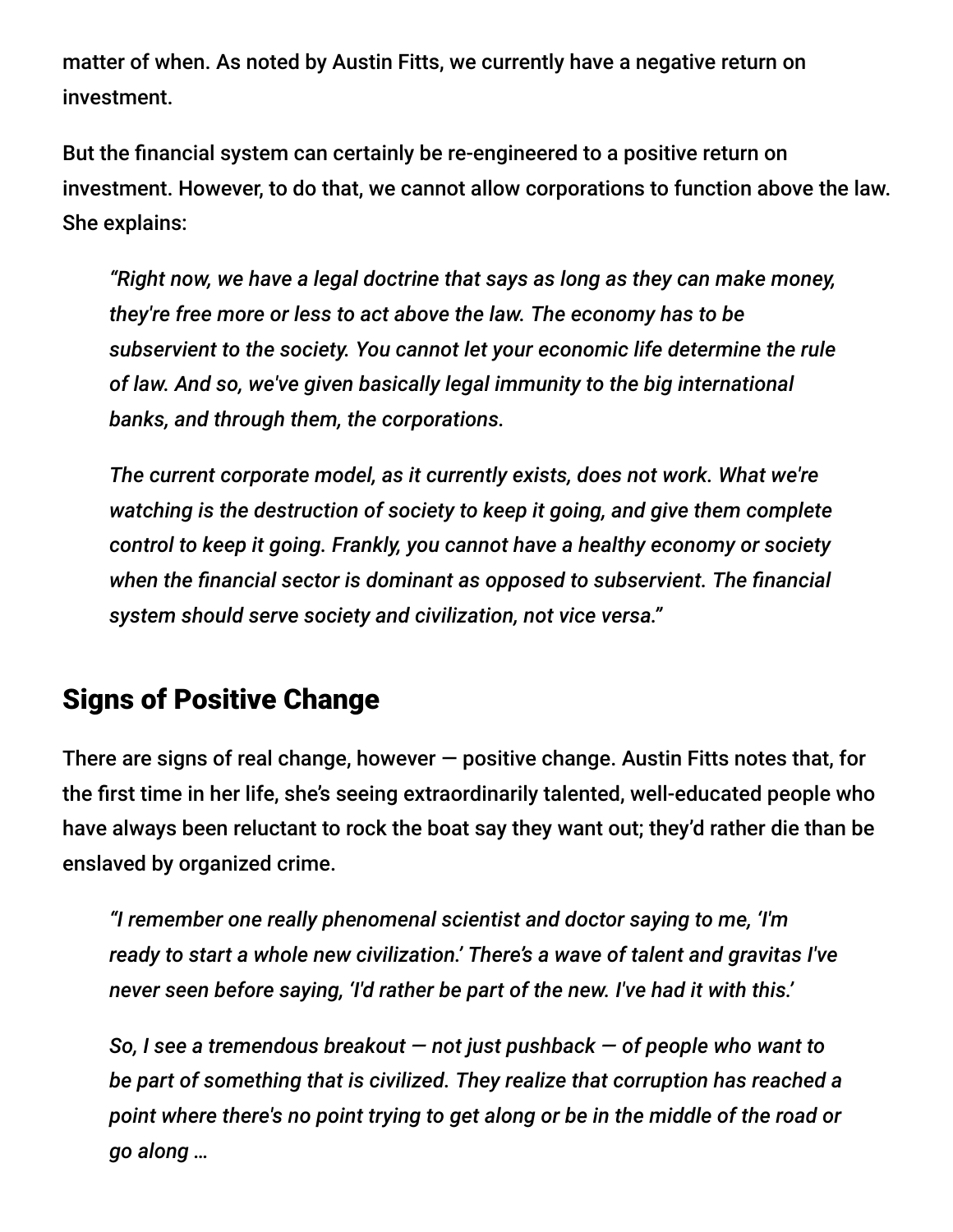matter of when. As noted by Austin Fitts, we currently have a negative return on investment.

But the financial system can certainly be re-engineered to a positive return on investment. However, to do that, we cannot allow corporations to function above the law. She explains:

> *"Right now, we have a legal doctrine that says as long as they can make money, they're free more or less to act above the law. The economy has to be subservient to the society. You cannot let your economic life determine the rule of law. And so, we've given basically legal immunity to the big international banks, and through them, the corporations.*
>
> *The current corporate model, as it currently exists, does not work. What we're watching is the destruction of society to keep it going, and give them complete control to keep it going. Frankly, you cannot have a healthy economy or society when the financial sector is dominant as opposed to subservient. The financial system should serve society and civilization, not vice versa."*

## Signs of Positive Change

There are signs of real change, however — positive change. Austin Fitts notes that, for the first time in her life, she's seeing extraordinarily talented, well-educated people who have always been reluctant to rock the boat say they want out; they'd rather die than be enslaved by organized crime.

> *"I remember one really phenomenal scientist and doctor saying to me, 'I'm ready to start a whole new civilization.' There's a wave of talent and gravitas I've never seen before saying, 'I'd rather be part of the new. I've had it with this.'*
>
> *So, I see a tremendous breakout — not just pushback — of people who want to be part of something that is civilized. They realize that corruption has reached a point where there's no point trying to get along or be in the middle of the road or go along …*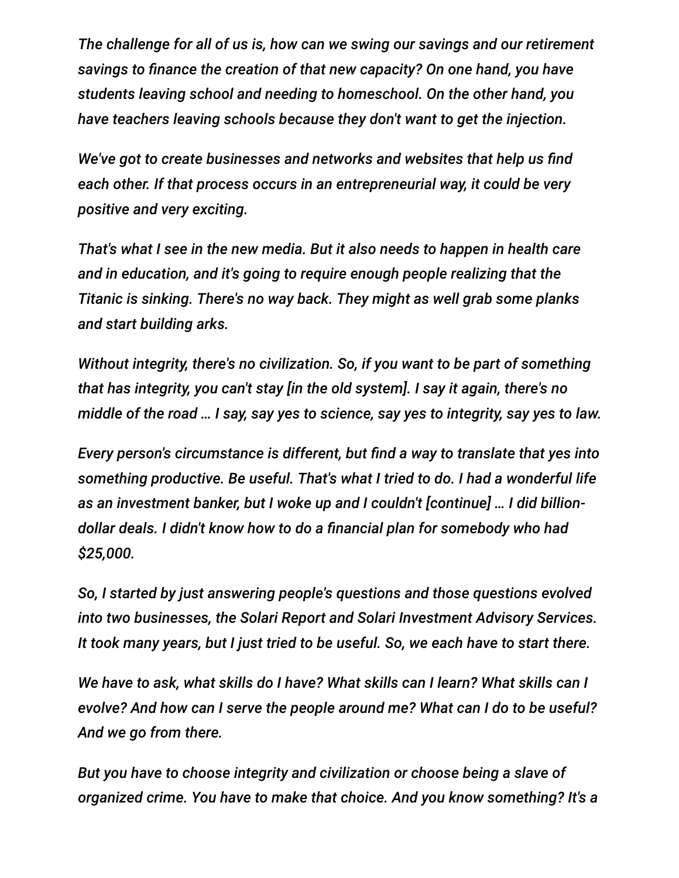*The challenge for all of us is, how can we swing our savings and our retirement savings to finance the creation of that new capacity? On one hand, you have students leaving school and needing to homeschool. On the other hand, you have teachers leaving schools because they don't want to get the injection.*

*We've got to create businesses and networks and websites that help us find each other. If that process occurs in an entrepreneurial way, it could be very positive and very exciting.*

*That's what I see in the new media. But it also needs to happen in health care and in education, and it's going to require enough people realizing that the Titanic is sinking. There's no way back. They might as well grab some planks and start building arks.*

*Without integrity, there's no civilization. So, if you want to be part of something that has integrity, you can't stay [in the old system]. I say it again, there's no middle of the road … I say, say yes to science, say yes to integrity, say yes to law.*

*Every person's circumstance is different, but find a way to translate that yes into something productive. Be useful. That's what I tried to do. I had a wonderful life as an investment banker, but I woke up and I couldn't [continue] … I did billion-dollar deals. I didn't know how to do a financial plan for somebody who had $25,000.*

*So, I started by just answering people's questions and those questions evolved into two businesses, the Solari Report and Solari Investment Advisory Services. It took many years, but I just tried to be useful. So, we each have to start there.*

*We have to ask, what skills do I have? What skills can I learn? What skills can I evolve? And how can I serve the people around me? What can I do to be useful? And we go from there.*

*But you have to choose integrity and civilization or choose being a slave of organized crime. You have to make that choice. And you know something? It's a*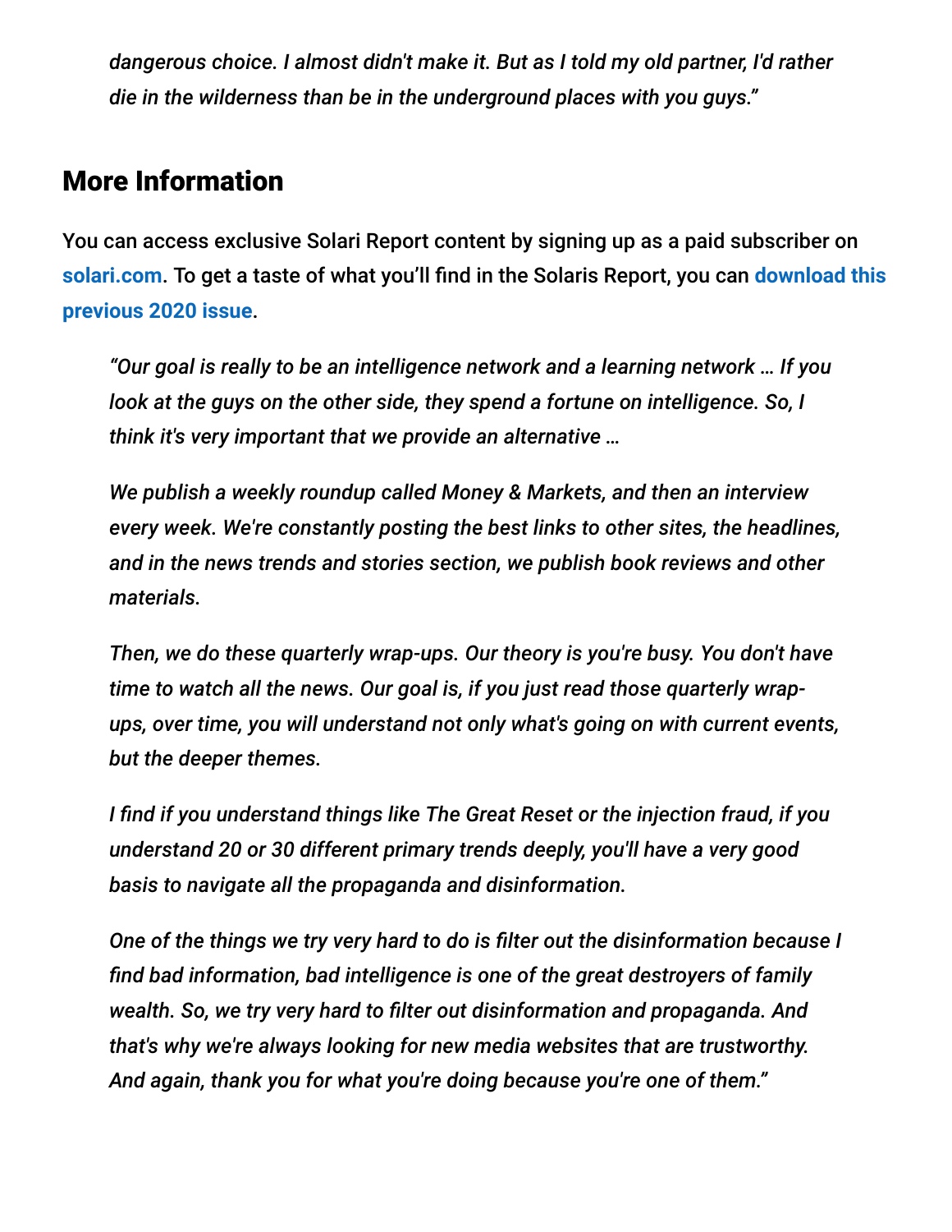*dangerous choice. I almost didn't make it. But as I told my old partner, I'd rather die in the wilderness than be in the underground places with you guys."*

## More Information

You can access exclusive Solari Report content by signing up as a paid subscriber on **solari.com**. To get a taste of what you'll find in the Solaris Report, you can **download this previous 2020 issue**.

> *"Our goal is really to be an intelligence network and a learning network … If you look at the guys on the other side, they spend a fortune on intelligence. So, I think it's very important that we provide an alternative …*
>
> *We publish a weekly roundup called Money & Markets, and then an interview every week. We're constantly posting the best links to other sites, the headlines, and in the news trends and stories section, we publish book reviews and other materials.*
>
> *Then, we do these quarterly wrap-ups. Our theory is you're busy. You don't have time to watch all the news. Our goal is, if you just read those quarterly wrap-ups, over time, you will understand not only what's going on with current events, but the deeper themes.*
>
> *I find if you understand things like The Great Reset or the injection fraud, if you understand 20 or 30 different primary trends deeply, you'll have a very good basis to navigate all the propaganda and disinformation.*
>
> *One of the things we try very hard to do is filter out the disinformation because I find bad information, bad intelligence is one of the great destroyers of family wealth. So, we try very hard to filter out disinformation and propaganda. And that's why we're always looking for new media websites that are trustworthy. And again, thank you for what you're doing because you're one of them."*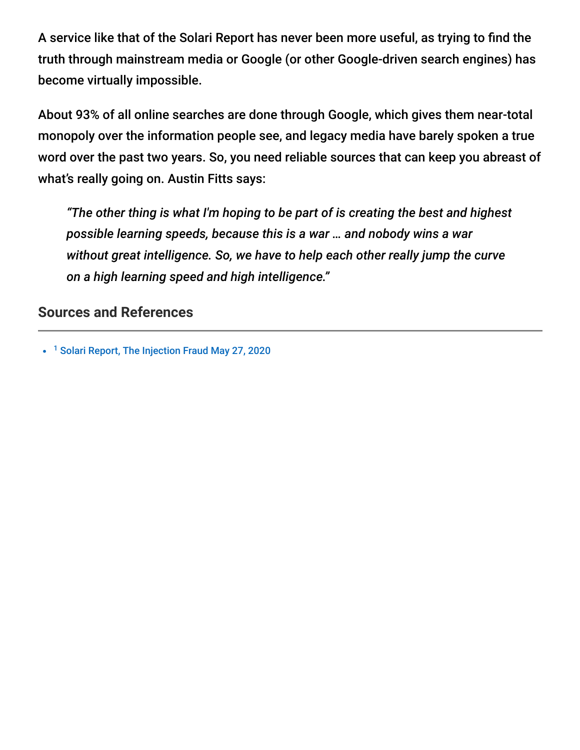A service like that of the Solari Report has never been more useful, as trying to find the truth through mainstream media or Google (or other Google-driven search engines) has become virtually impossible.

About 93% of all online searches are done through Google, which gives them near-total monopoly over the information people see, and legacy media have barely spoken a true word over the past two years. So, you need reliable sources that can keep you abreast of what's really going on. Austin Fitts says:

> *"The other thing is what I'm hoping to be part of is creating the best and highest possible learning speeds, because this is a war … and nobody wins a war without great intelligence. So, we have to help each other really jump the curve on a high learning speed and high intelligence."*

## Sources and References

- [1] Solari Report, The Injection Fraud May 27, 2020